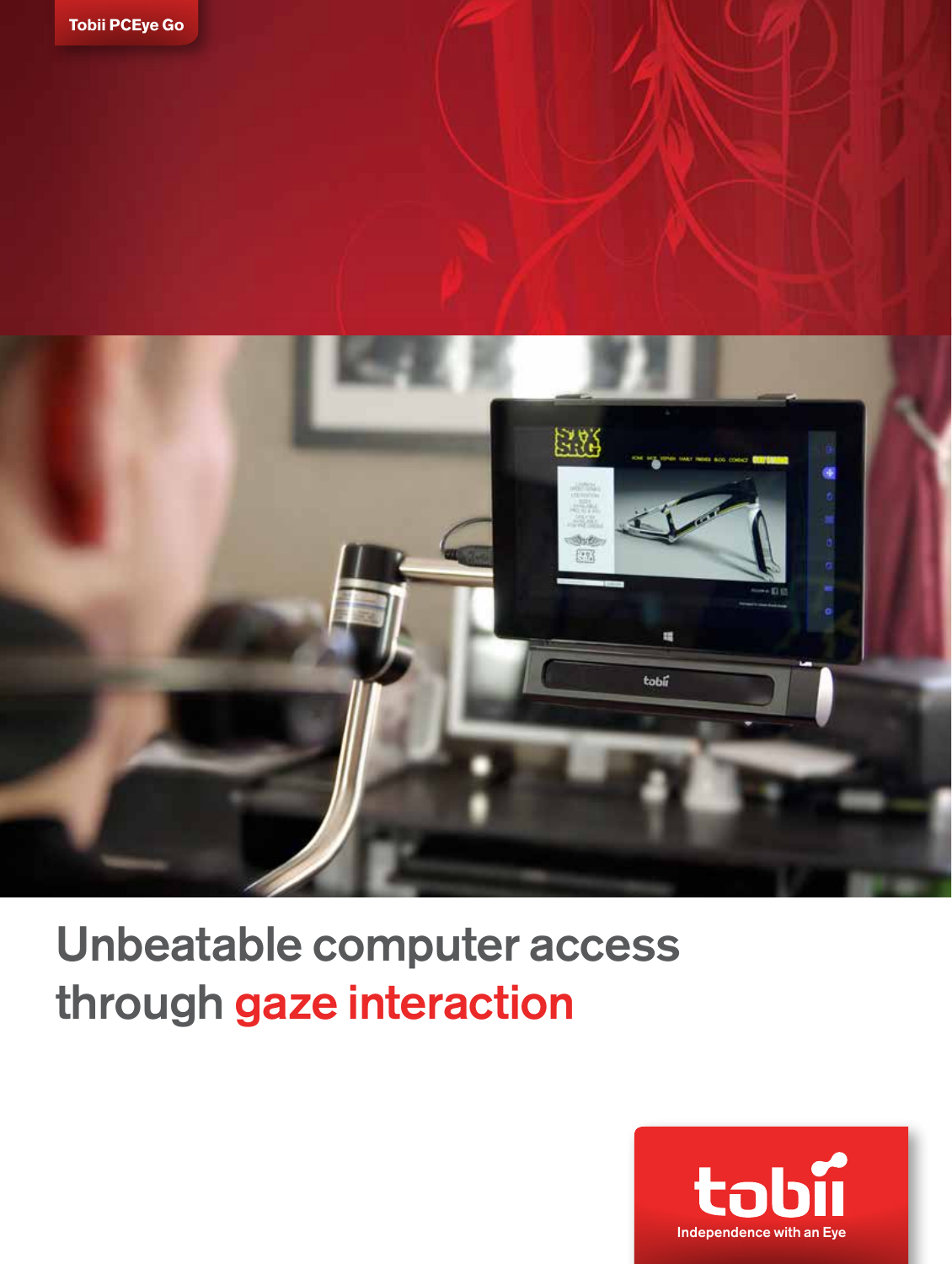Tobii PCEye Go

# Unbeatable computer access through gaze interaction

tobii

Independence with an Eye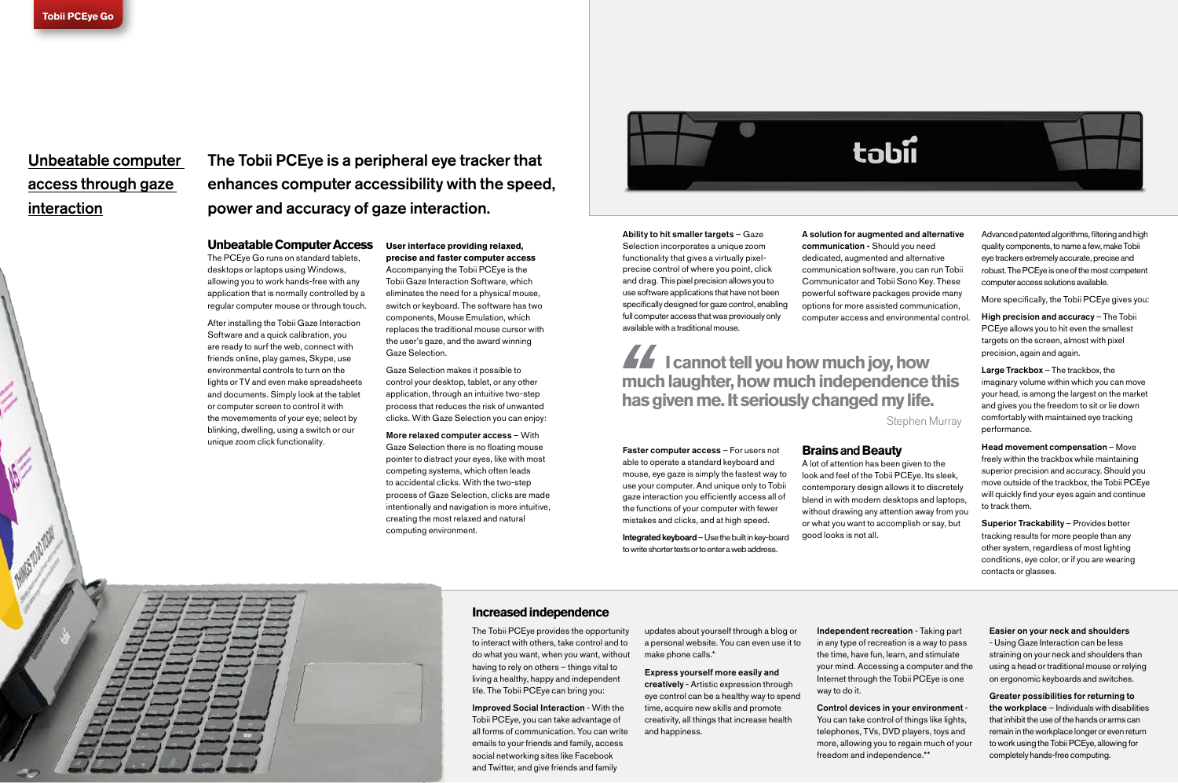Tobii PCEye Go

## Unbeatable computer access through gaze interaction

## The Tobii PCEye is a peripheral eye tracker that enhances computer accessibility with the speed, power and accuracy of gaze interaction.

### Unbeatable Computer Access

The PCEye Go runs on standard tablets, desktops or laptops using Windows, allowing you to work hands-free with any application that is normally controlled by a regular computer mouse or through touch.

After installing the Tobii Gaze Interaction Software and a quick calibration, you are ready to surf the web, connect with friends online, play games, Skype, use environmental controls to turn on the lights or TV and even make spreadsheets and documents. Simply look at the tablet or computer screen to control it with the movements of your eye; select by blinking, dwelling, using a switch or our unique zoom click functionality.

**User interface providing relaxed, precise and faster computer access**

Accompanying the Tobii PCEye is the Tobii Gaze Interaction Software, which eliminates the need for a physical mouse, switch or keyboard. The software has two components, Mouse Emulation, which replaces the traditional mouse cursor with the user's gaze, and the award winning Gaze Selection.

Gaze Selection makes it possible to control your desktop, tablet, or any other application, through an intuitive two-step process that reduces the risk of unwanted clicks. With Gaze Selection you can enjoy:

**More relaxed computer access** – With Gaze Selection there is no floating mouse pointer to distract your eyes, like with most competing systems, which often leads to accidental clicks. With the two-step process of Gaze Selection, clicks are made intentionally and navigation is more intuitive, creating the most relaxed and natural computing environment.

**Ability to hit smaller targets** – Gaze Selection incorporates a unique zoom functionality that gives a virtually pixel-precise control of where you point, click and drag. This pixel precision allows you to use software applications that have not been specifically designed for gaze control, enabling full computer access that was previously only available with a traditional mouse.

**A solution for augmented and alternative communication -** Should you need dedicated, augmented and alternative communication software, you can run Tobii Communicator and Tobii Sono Key. These powerful software packages provide many options for more assisted communication, computer access and environmental control.

> **I cannot tell you how much joy, how much laughter, how much independence this has given me. It seriously changed my life.**
>
> Stephen Murray

**Faster computer access** – For users not able to operate a standard keyboard and mouse, eye gaze is simply the fastest way to use your computer. And unique only to Tobii gaze interaction you efficiently access all of the functions of your computer with fewer mistakes and clicks, and at high speed.

**Integrated keyboard** – Use the built in key-board to write shorter texts or to enter a web address.

### Brains and Beauty

A lot of attention has been given to the look and feel of the Tobii PCEye. Its sleek, contemporary design allows it to discretely blend in with modern desktops and laptops, without drawing any attention away from you or what you want to accomplish or say, but good looks is not all.

Advanced patented algorithms, filtering and high quality components, to name a few, make Tobii eye trackers extremely accurate, precise and robust. The PCEye is one of the most competent computer access solutions available.

More specifically, the Tobii PCEye gives you:

**High precision and accuracy** – The Tobii PCEye allows you to hit even the smallest targets on the screen, almost with pixel precision, again and again.

**Large Trackbox** – The trackbox, the imaginary volume within which you can move your head, is among the largest on the market and gives you the freedom to sit or lie down comfortably with maintained eye tracking performance.

**Head movement compensation** – Move freely within the trackbox while maintaining superior precision and accuracy. Should you move outside of the trackbox, the Tobii PCEye will quickly find your eyes again and continue to track them.

**Superior Trackability** – Provides better tracking results for more people than any other system, regardless of most lighting conditions, eye color, or if you are wearing contacts or glasses.

### Increased independence

The Tobii PCEye provides the opportunity to interact with others, take control and to do what you want, when you want, without having to rely on others – things vital to living a healthy, happy and independent life. The Tobii PCEye can bring you:

**Improved Social Interaction** - With the Tobii PCEye, you can take advantage of all forms of communication. You can write emails to your friends and family, access social networking sites like Facebook and Twitter, and give friends and family updates about yourself through a blog or a personal website. You can even use it to make phone calls.*

**Express yourself more easily and creatively** - Artistic expression through eye control can be a healthy way to spend time, acquire new skills and promote creativity, all things that increase health and happiness.

**Independent recreation** - Taking part in any type of recreation is a way to pass the time, have fun, learn, and stimulate your mind. Accessing a computer and the Internet through the Tobii PCEye is one way to do it.

**Control devices in your environment** - You can take control of things like lights, telephones, TVs, DVD players, toys and more, allowing you to regain much of your freedom and independence.**

**Easier on your neck and shoulders** - Using Gaze Interaction can be less straining on your neck and shoulders than using a head or traditional mouse or relying on ergonomic keyboards and switches.

**Greater possibilities for returning to the workplace** – Individuals with disabilities that inhibit the use of the hands or arms can remain in the workplace longer or even return to work using the Tobii PCEye, allowing for completely hands-free computing.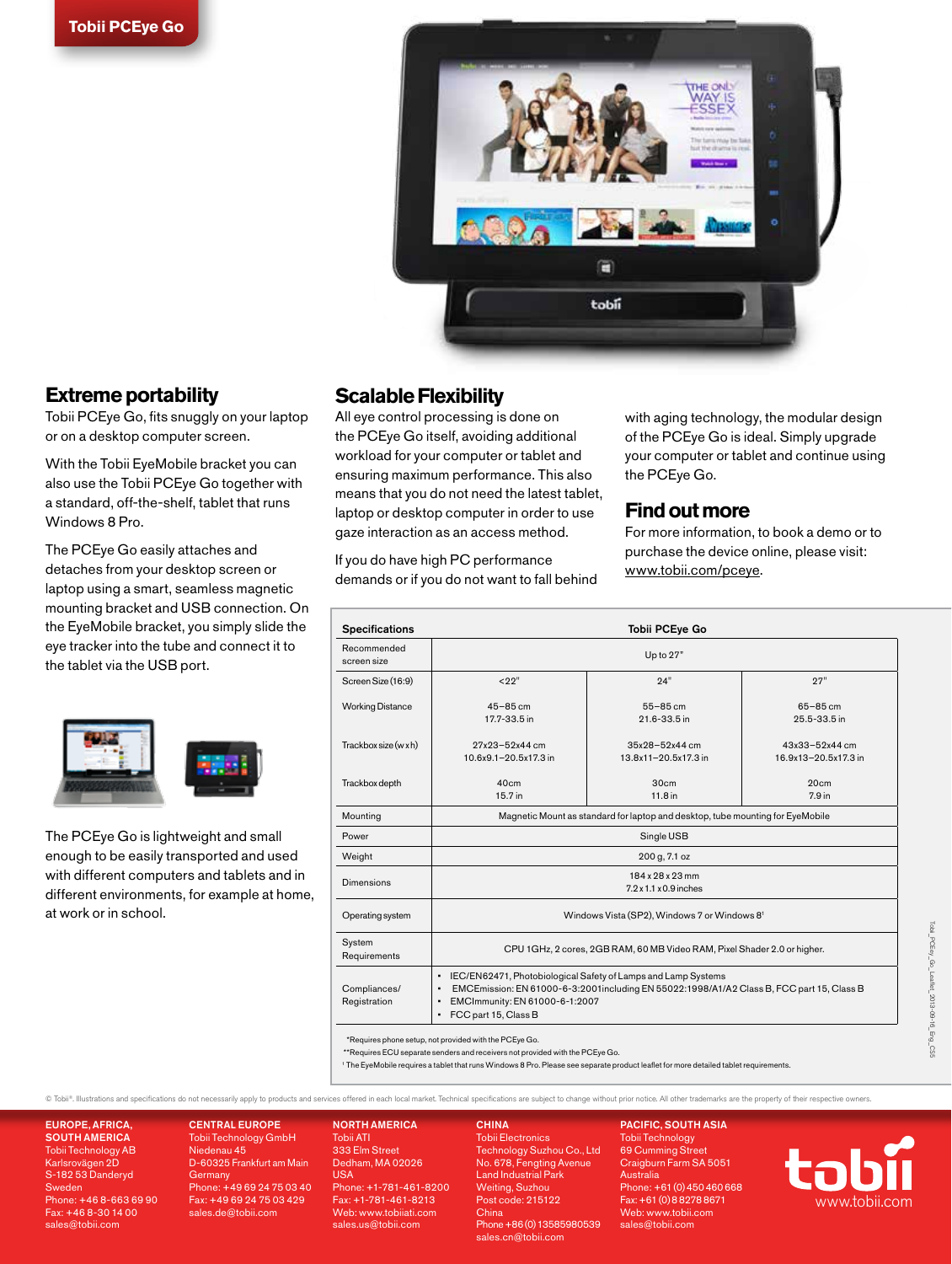Tobii PCEye Go

## Extreme portability

Tobii PCEye Go, fits snuggly on your laptop or on a desktop computer screen.

With the Tobii EyeMobile bracket you can also use the Tobii PCEye Go together with a standard, off-the-shelf, tablet that runs Windows 8 Pro.

The PCEye Go easily attaches and detaches from your desktop screen or laptop using a smart, seamless magnetic mounting bracket and USB connection. On the EyeMobile bracket, you simply slide the eye tracker into the tube and connect it to the tablet via the USB port.

The PCEye Go is lightweight and small enough to be easily transported and used with different computers and tablets and in different environments, for example at home, at work or in school.

## Scalable Flexibility

All eye control processing is done on the PCEye Go itself, avoiding additional workload for your computer or tablet and ensuring maximum performance. This also means that you do not need the latest tablet, laptop or desktop computer in order to use gaze interaction as an access method.

If you do have high PC performance demands or if you do not want to fall behind with aging technology, the modular design of the PCEye Go is ideal. Simply upgrade your computer or tablet and continue using the PCEye Go.

## Find out more

For more information, to book a demo or to purchase the device online, please visit: www.tobii.com/pceye.

| Specifications | Tobii PCEye Go | | |
|---|---|---|---|
| Recommended screen size | Up to 27" | | |
| Screen Size (16:9) | <22" | 24" | 27" |
| Working Distance | 45–85 cm<br>17.7-33.5 in | 55–85 cm<br>21.6-33.5 in | 65–85 cm<br>25.5-33.5 in |
| Trackbox size (w x h) | 27x23–52x44 cm<br>10.6x9.1–20.5x17.3 in | 35x28–52x44 cm<br>13.8x11–20.5x17.3 in | 43x33–52x44 cm<br>16.9x13–20.5x17.3 in |
| Trackbox depth | 40cm<br>15.7 in | 30cm<br>11.8 in | 20cm<br>7.9 in |
| Mounting | Magnetic Mount as standard for laptop and desktop, tube mounting for EyeMobile | | |
| Power | Single USB | | |
| Weight | 200 g, 7.1 oz | | |
| Dimensions | 184 x 28 x 23 mm<br>7.2 x 1.1 x0.9 inches | | |
| Operating system | Windows Vista (SP2), Windows 7 or Windows 8[1] | | |
| System Requirements | CPU 1GHz, 2 cores, 2GB RAM, 60 MB Video RAM, Pixel Shader 2.0 or higher. | | |
| Compliances/ Registration | • IEC/EN62471, Photobiological Safety of Lamps and Lamp Systems<br>• EMCEmission: EN 61000-6-3:2001including EN 55022:1998/A1/A2 Class B, FCC part 15, Class B<br>• EMCImmunity: EN 61000-6-1:2007<br>• FCC part 15, Class B | | |

*Requires phone setup, not provided with the PCEye Go.
**Requires ECU separate senders and receivers not provided with the PCEye Go.
[1] The EyeMobile requires a tablet that runs Windows 8 Pro. Please see separate product leaflet for more detailed tablet requirements.

Tobii_PCEye_Go_Leaflet_2013-09-16_Eng_CS5

© Tobii®. Illustrations and specifications do not necessarily apply to products and services offered in each local market. Technical specifications are subject to change without prior notice. All other trademarks are the property of their respective owners.

**EUROPE, AFRICA, SOUTH AMERICA**
Tobii Technology AB
Karlsrovägen 2D
S-182 53 Danderyd
Sweden
Phone: +46 8-663 69 90
Fax: +46 8-30 14 00
sales@tobii.com

**CENTRAL EUROPE**
Tobii Technology GmbH
Niedenau 45
D-60325 Frankfurt am Main
Germany
Phone: +49 69 24 75 03 40
Fax: +49 69 24 75 03 429
sales.de@tobii.com

**NORTH AMERICA**
Tobii ATI
333 Elm Street
Dedham, MA 02026
USA
Phone: +1-781-461-8200
Fax: +1-781-461-8213
Web: www.tobiiati.com
sales.us@tobii.com

**CHINA**
Tobii Electronics
Technology Suzhou Co., Ltd
No. 678, Fengting Avenue
Land Industrial Park
Weiting, Suzhou
Post code: 215122
China
Phone +86 (0) 13585980539
sales.cn@tobii.com

**PACIFIC, SOUTH ASIA**
Tobii Technology
69 Cumming Street
Craigburn Farm SA 5051
Australia
Phone: +61 (0) 450 460 668
Fax: +61 (0) 8 8278 8671
Web: www.tobii.com
sales@tobii.com

tobii
www.tobii.com